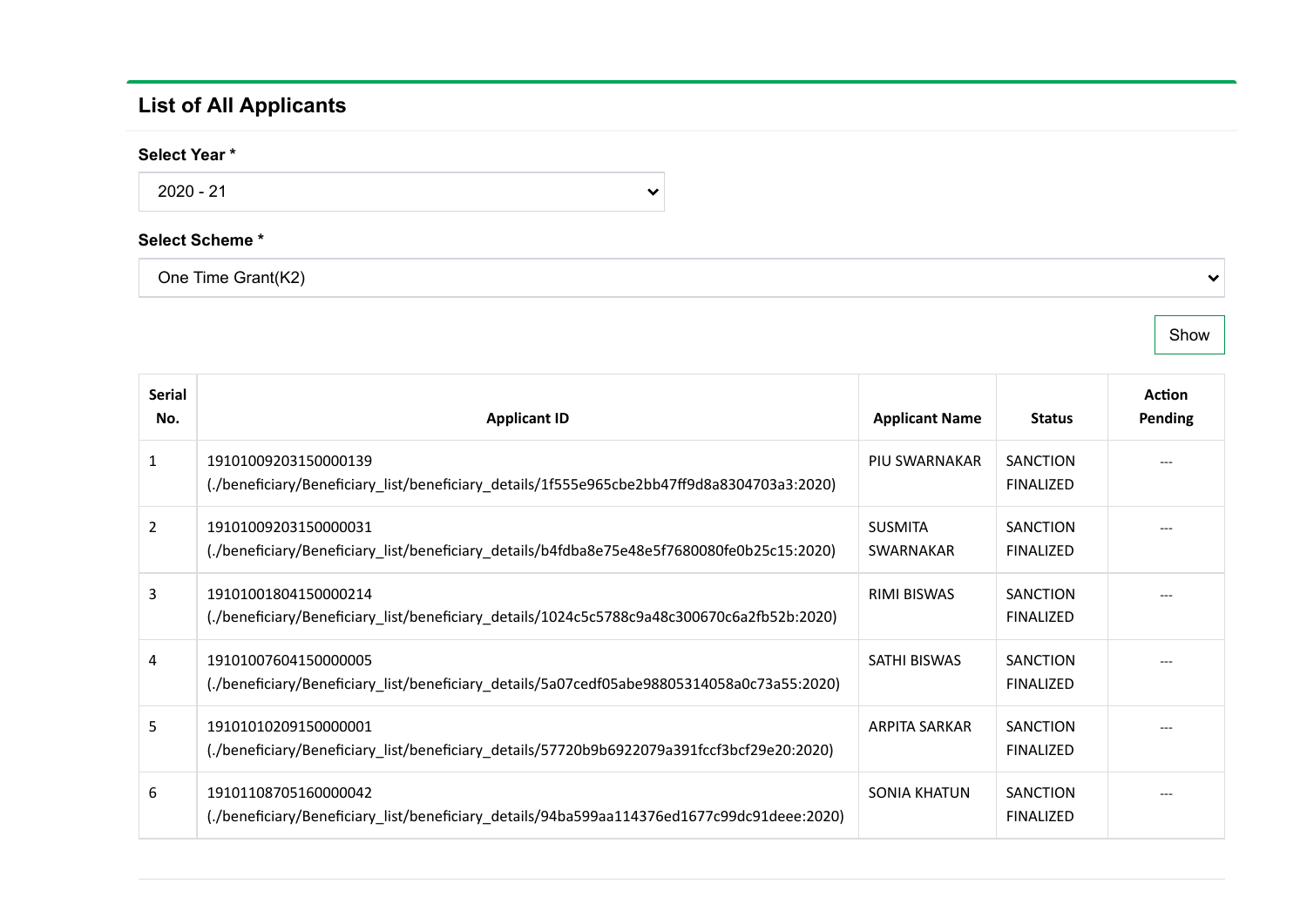## List of All Applicants

**Select Year ***

2020 - 21

**Select Scheme ***

One Time Grant(K2)

Show

| Serial No. | Applicant ID | Applicant Name | Status | Action Pending |
|---|---|---|---|---|
| 1 | 19101009203150000139 (./beneficiary/Beneficiary_list/beneficiary_details/1f555e965cbe2bb47ff9d8a8304703a3:2020) | PIU SWARNAKAR | SANCTION FINALIZED | --- |
| 2 | 19101009203150000031 (./beneficiary/Beneficiary_list/beneficiary_details/b4fdba8e75e48e5f7680080fe0b25c15:2020) | SUSMITA SWARNAKAR | SANCTION FINALIZED | --- |
| 3 | 19101001804150000214 (./beneficiary/Beneficiary_list/beneficiary_details/1024c5c5788c9a48c300670c6a2fb52b:2020) | RIMI BISWAS | SANCTION FINALIZED | --- |
| 4 | 19101007604150000005 (./beneficiary/Beneficiary_list/beneficiary_details/5a07cedf05abe98805314058a0c73a55:2020) | SATHI BISWAS | SANCTION FINALIZED | --- |
| 5 | 19101010209150000001 (./beneficiary/Beneficiary_list/beneficiary_details/57720b9b6922079a391fccf3bcf29e20:2020) | ARPITA SARKAR | SANCTION FINALIZED | --- |
| 6 | 19101108705160000042 (./beneficiary/Beneficiary_list/beneficiary_details/94ba599aa114376ed1677c99dc91deee:2020) | SONIA KHATUN | SANCTION FINALIZED | --- |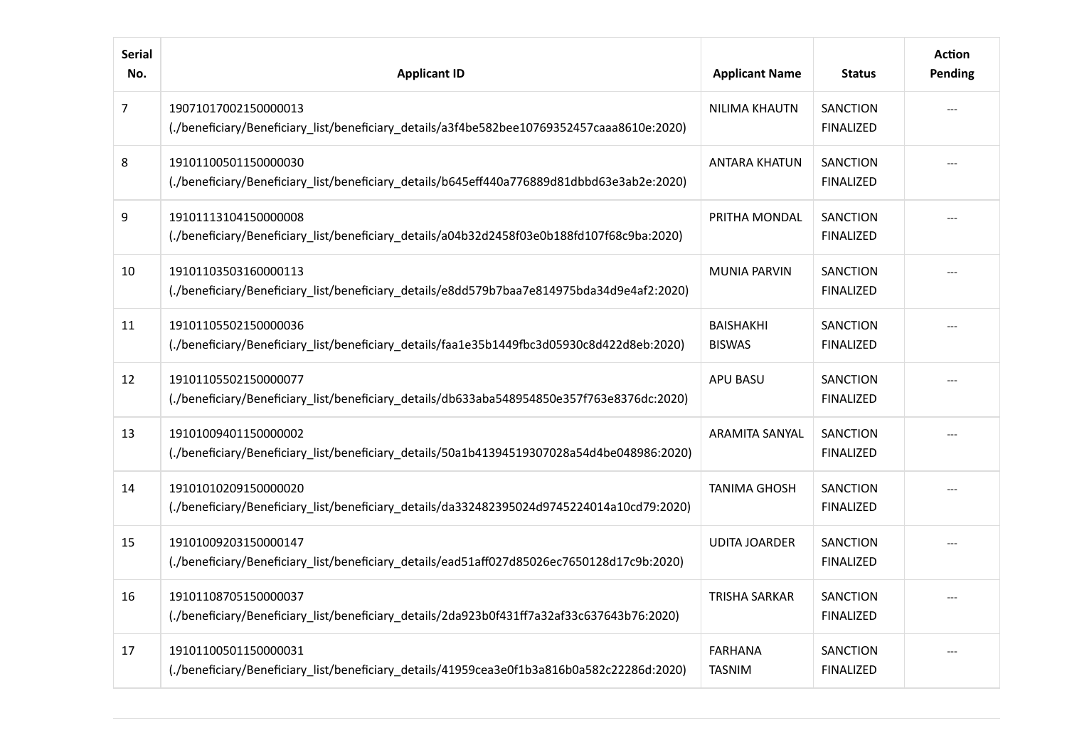| Serial No. | Applicant ID | Applicant Name | Status | Action Pending |
|---|---|---|---|---|
| 7 | 19071017002150000013 (./beneficiary/Beneficiary_list/beneficiary_details/a3f4be582bee10769352457caaa8610e:2020) | NILIMA KHAUTN | SANCTION FINALIZED | --- |
| 8 | 19101100501150000030 (./beneficiary/Beneficiary_list/beneficiary_details/b645eff440a776889d81dbbd63e3ab2e:2020) | ANTARA KHATUN | SANCTION FINALIZED | --- |
| 9 | 19101113104150000008 (./beneficiary/Beneficiary_list/beneficiary_details/a04b32d2458f03e0b188fd107f68c9ba:2020) | PRITHA MONDAL | SANCTION FINALIZED | --- |
| 10 | 19101103503160000113 (./beneficiary/Beneficiary_list/beneficiary_details/e8dd579b7baa7e814975bda34d9e4af2:2020) | MUNIA PARVIN | SANCTION FINALIZED | --- |
| 11 | 19101105502150000036 (./beneficiary/Beneficiary_list/beneficiary_details/faa1e35b1449fbc3d05930c8d422d8eb:2020) | BAISHAKHI BISWAS | SANCTION FINALIZED | --- |
| 12 | 19101105502150000077 (./beneficiary/Beneficiary_list/beneficiary_details/db633aba548954850e357f763e8376dc:2020) | APU BASU | SANCTION FINALIZED | --- |
| 13 | 19101009401150000002 (./beneficiary/Beneficiary_list/beneficiary_details/50a1b41394519307028a54d4be048986:2020) | ARAMITA SANYAL | SANCTION FINALIZED | --- |
| 14 | 19101010209150000020 (./beneficiary/Beneficiary_list/beneficiary_details/da332482395024d9745224014a10cd79:2020) | TANIMA GHOSH | SANCTION FINALIZED | --- |
| 15 | 19101009203150000147 (./beneficiary/Beneficiary_list/beneficiary_details/ead51aff027d85026ec7650128d17c9b:2020) | UDITA JOARDER | SANCTION FINALIZED | --- |
| 16 | 19101108705150000037 (./beneficiary/Beneficiary_list/beneficiary_details/2da923b0f431ff7a32af33c637643b76:2020) | TRISHA SARKAR | SANCTION FINALIZED | --- |
| 17 | 19101100501150000031 (./beneficiary/Beneficiary_list/beneficiary_details/41959cea3e0f1b3a816b0a582c22286d:2020) | FARHANA TASNIM | SANCTION FINALIZED | --- |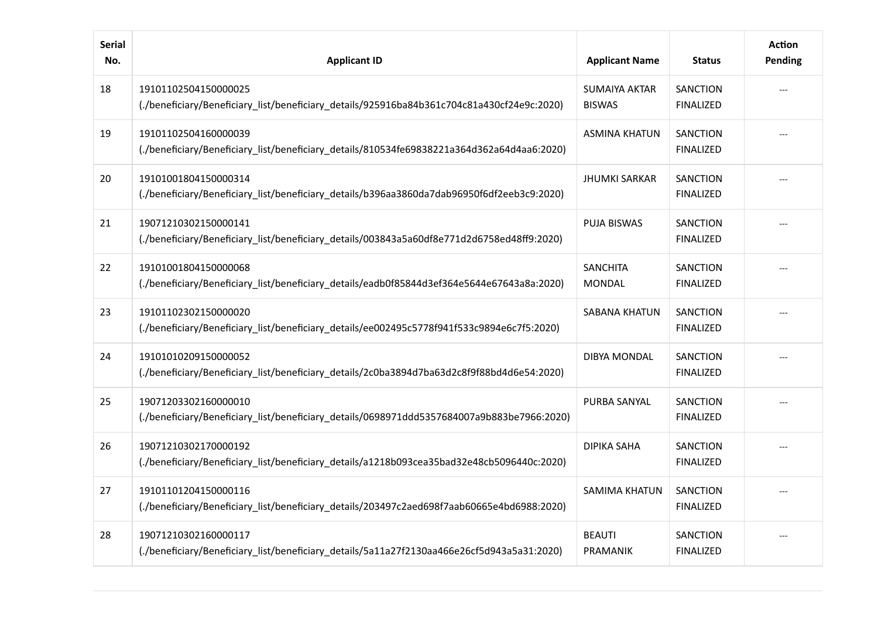| Serial No. | Applicant ID | Applicant Name | Status | Action Pending |
|---|---|---|---|---|
| 18 | 191011025041500000025 (./beneficiary/Beneficiary_list/beneficiary_details/925916ba84b361c704c81a430cf24e9c:2020) | SUMAIYA AKTAR BISWAS | SANCTION FINALIZED | --- |
| 19 | 191011025041600000039 (./beneficiary/Beneficiary_list/beneficiary_details/810534fe69838221a364d362a64d4aa6:2020) | ASMINA KHATUN | SANCTION FINALIZED | --- |
| 20 | 191010018041500000314 (./beneficiary/Beneficiary_list/beneficiary_details/b396aa3860da7dab96950f6df2eeb3c9:2020) | JHUMKI SARKAR | SANCTION FINALIZED | --- |
| 21 | 190712103021500000141 (./beneficiary/Beneficiary_list/beneficiary_details/003843a5a60df8e771d2d6758ed48ff9:2020) | PUJA BISWAS | SANCTION FINALIZED | --- |
| 22 | 191010018041500000068 (./beneficiary/Beneficiary_list/beneficiary_details/eadb0f85844d3ef364e5644e67643a8a:2020) | SANCHITA MONDAL | SANCTION FINALIZED | --- |
| 23 | 191011023021500000020 (./beneficiary/Beneficiary_list/beneficiary_details/ee002495c5778f941f533c9894e6c7f5:2020) | SABANA KHATUN | SANCTION FINALIZED | --- |
| 24 | 191010102091500000052 (./beneficiary/Beneficiary_list/beneficiary_details/2c0ba3894d7ba63d2c8f9f88bd4d6e54:2020) | DIBYA MONDAL | SANCTION FINALIZED | --- |
| 25 | 190712033021600000010 (./beneficiary/Beneficiary_list/beneficiary_details/0698971ddd5357684007a9b883be7966:2020) | PURBA SANYAL | SANCTION FINALIZED | --- |
| 26 | 190712103021700000192 (./beneficiary/Beneficiary_list/beneficiary_details/a1218b093cea35bad32e48cb5096440c:2020) | DIPIKA SAHA | SANCTION FINALIZED | --- |
| 27 | 191011012041500000116 (./beneficiary/Beneficiary_list/beneficiary_details/203497c2aed698f7aab60665e4bd6988:2020) | SAMIMA KHATUN | SANCTION FINALIZED | --- |
| 28 | 190712103021600000117 (./beneficiary/Beneficiary_list/beneficiary_details/5a11a27f2130aa466e26cf5d943a5a31:2020) | BEAUTI PRAMANIK | SANCTION FINALIZED | --- |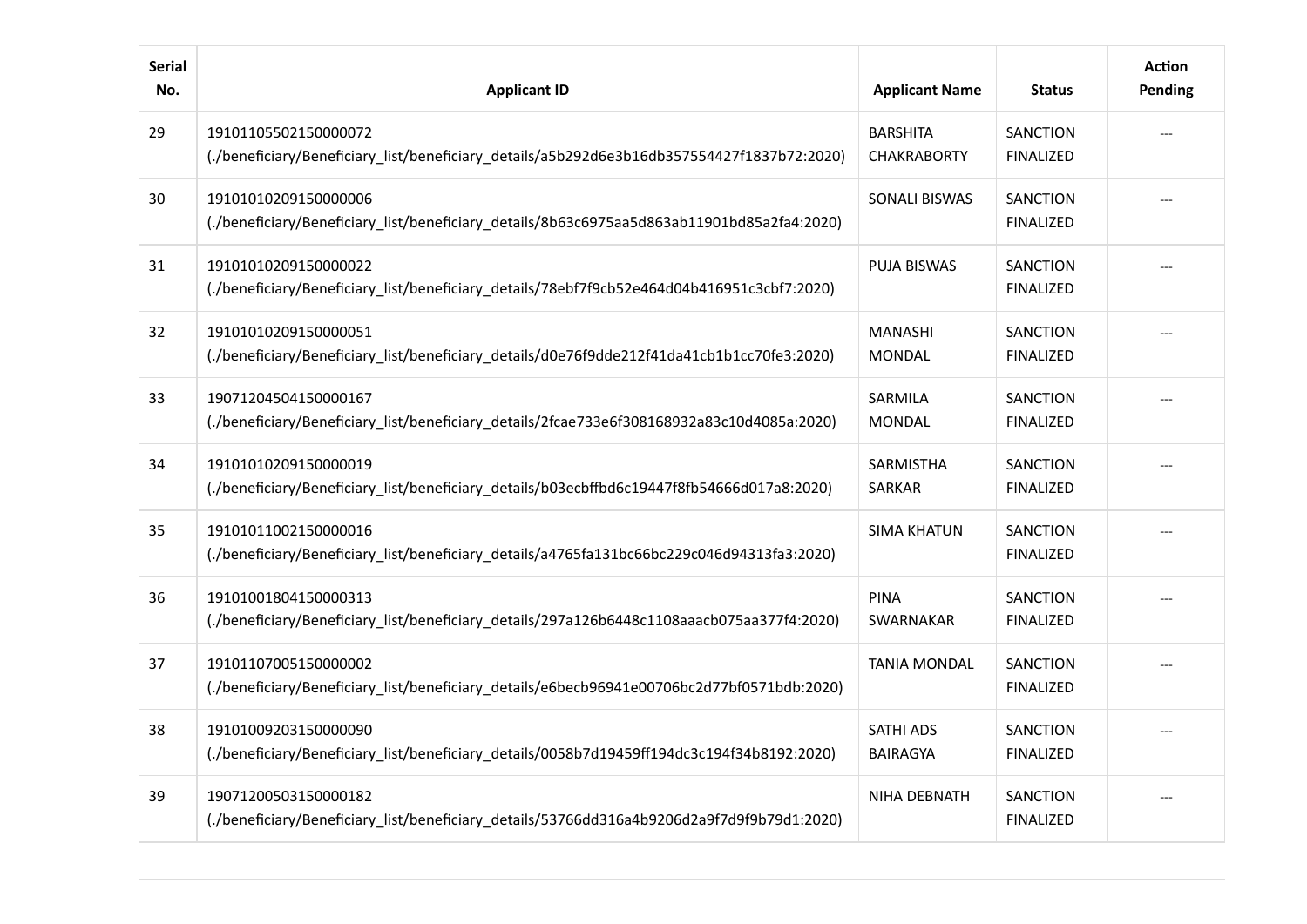| Serial No. | Applicant ID | Applicant Name | Status | Action Pending |
|---|---|---|---|---|
| 29 | 19101105502150000072 (./beneficiary/Beneficiary_list/beneficiary_details/a5b292d6e3b16db357554427f1837b72:2020) | BARSHITA CHAKRABORTY | SANCTION FINALIZED | --- |
| 30 | 19101010209150000006 (./beneficiary/Beneficiary_list/beneficiary_details/8b63c6975aa5d863ab11901bd85a2fa4:2020) | SONALI BISWAS | SANCTION FINALIZED | --- |
| 31 | 19101010209150000022 (./beneficiary/Beneficiary_list/beneficiary_details/78ebf7f9cb52e464d04b416951c3cbf7:2020) | PUJA BISWAS | SANCTION FINALIZED | --- |
| 32 | 19101010209150000051 (./beneficiary/Beneficiary_list/beneficiary_details/d0e76f9dde212f41da41cb1b1cc70fe3:2020) | MANASHI MONDAL | SANCTION FINALIZED | --- |
| 33 | 19071204504150000167 (./beneficiary/Beneficiary_list/beneficiary_details/2fcae733e6f308168932a83c10d4085a:2020) | SARMILA MONDAL | SANCTION FINALIZED | --- |
| 34 | 19101010209150000019 (./beneficiary/Beneficiary_list/beneficiary_details/b03ecbffbd6c19447f8fb54666d017a8:2020) | SARMISTHA SARKAR | SANCTION FINALIZED | --- |
| 35 | 19101011002150000016 (./beneficiary/Beneficiary_list/beneficiary_details/a4765fa131bc66bc229c046d94313fa3:2020) | SIMA KHATUN | SANCTION FINALIZED | --- |
| 36 | 19101001804150000313 (./beneficiary/Beneficiary_list/beneficiary_details/297a126b6448c1108aaacb075aa377f4:2020) | PINA SWARNAKAR | SANCTION FINALIZED | --- |
| 37 | 19101107005150000002 (./beneficiary/Beneficiary_list/beneficiary_details/e6becb96941e00706bc2d77bf0571bdb:2020) | TANIA MONDAL | SANCTION FINALIZED | --- |
| 38 | 19101009203150000090 (./beneficiary/Beneficiary_list/beneficiary_details/0058b7d19459ff194dc3c194f34b8192:2020) | SATHI ADS BAIRAGYA | SANCTION FINALIZED | --- |
| 39 | 19071200503150000182 (./beneficiary/Beneficiary_list/beneficiary_details/53766dd316a4b9206d2a9f7d9f9b79d1:2020) | NIHA DEBNATH | SANCTION FINALIZED | --- |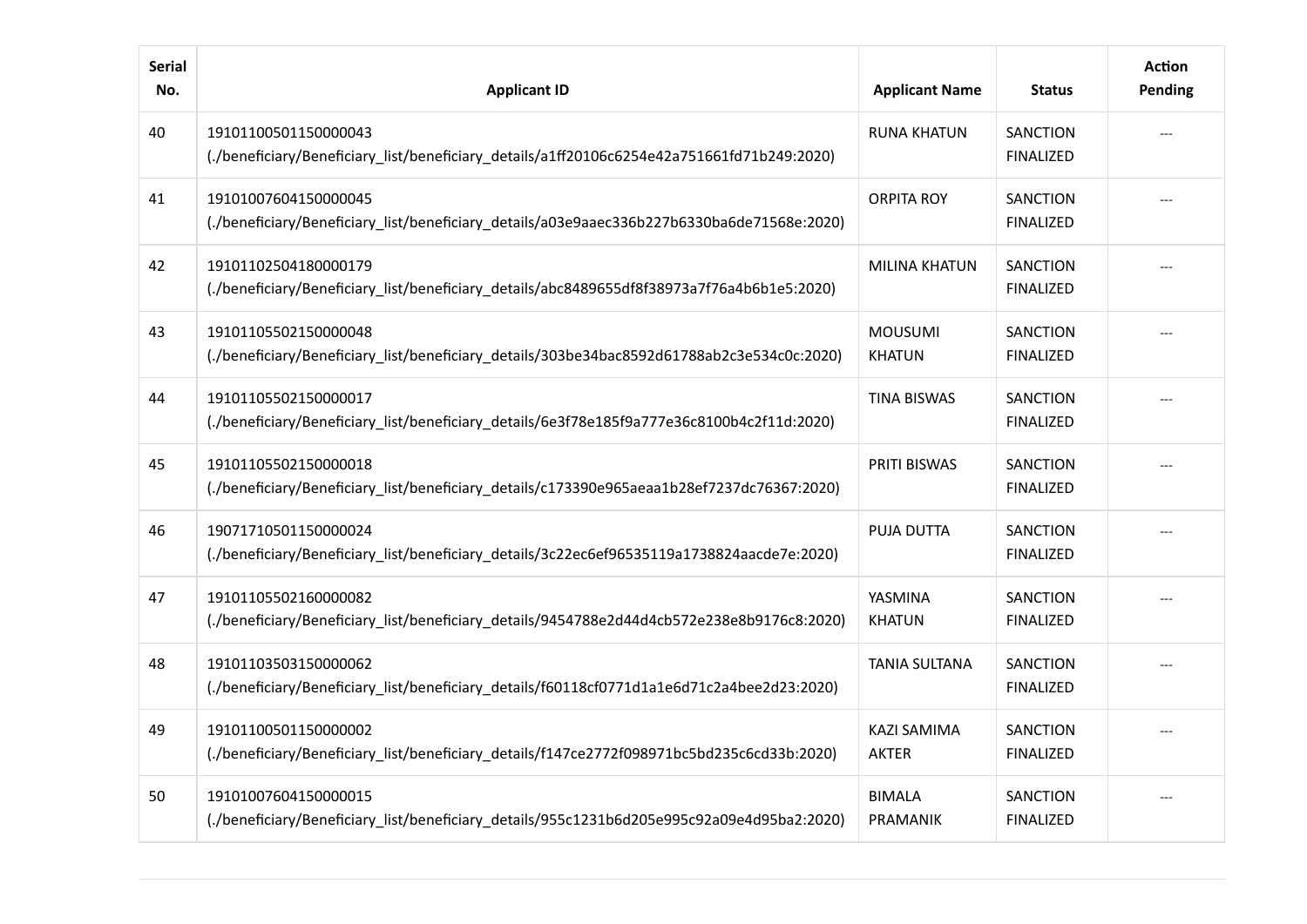| Serial No. | Applicant ID | Applicant Name | Status | Action Pending |
|---|---|---|---|---|
| 40 | 191011005011500000043 (./beneficiary/Beneficiary_list/beneficiary_details/a1ff20106c6254e42a751661fd71b249:2020) | RUNA KHATUN | SANCTION FINALIZED | --- |
| 41 | 191010076041500000045 (./beneficiary/Beneficiary_list/beneficiary_details/a03e9aaec336b227b6330ba6de71568e:2020) | ORPITA ROY | SANCTION FINALIZED | --- |
| 42 | 191011025041800000179 (./beneficiary/Beneficiary_list/beneficiary_details/abc8489655df8f38973a7f76a4b6b1e5:2020) | MILINA KHATUN | SANCTION FINALIZED | --- |
| 43 | 191011055021500000048 (./beneficiary/Beneficiary_list/beneficiary_details/303be34bac8592d61788ab2c3e534c0c:2020) | MOUSUMI KHATUN | SANCTION FINALIZED | --- |
| 44 | 191011055021500000017 (./beneficiary/Beneficiary_list/beneficiary_details/6e3f78e185f9a777e36c8100b4c2f11d:2020) | TINA BISWAS | SANCTION FINALIZED | --- |
| 45 | 191011055021500000018 (./beneficiary/Beneficiary_list/beneficiary_details/c173390e965aeaa1b28ef7237dc76367:2020) | PRITI BISWAS | SANCTION FINALIZED | --- |
| 46 | 190717105011500000024 (./beneficiary/Beneficiary_list/beneficiary_details/3c22ec6ef96535119a1738824aacde7e:2020) | PUJA DUTTA | SANCTION FINALIZED | --- |
| 47 | 191011055021600000082 (./beneficiary/Beneficiary_list/beneficiary_details/9454788e2d44d4cb572e238e8b9176c8:2020) | YASMINA KHATUN | SANCTION FINALIZED | --- |
| 48 | 191011035031500000062 (./beneficiary/Beneficiary_list/beneficiary_details/f60118cf0771d1a1e6d71c2a4bee2d23:2020) | TANIA SULTANA | SANCTION FINALIZED | --- |
| 49 | 191011005011500000002 (./beneficiary/Beneficiary_list/beneficiary_details/f147ce2772f098971bc5bd235c6cd33b:2020) | KAZI SAMIMA AKTER | SANCTION FINALIZED | --- |
| 50 | 191010076041500000015 (./beneficiary/Beneficiary_list/beneficiary_details/955c1231b6d205e995c92a09e4d95ba2:2020) | BIMALA PRAMANIK | SANCTION FINALIZED | --- |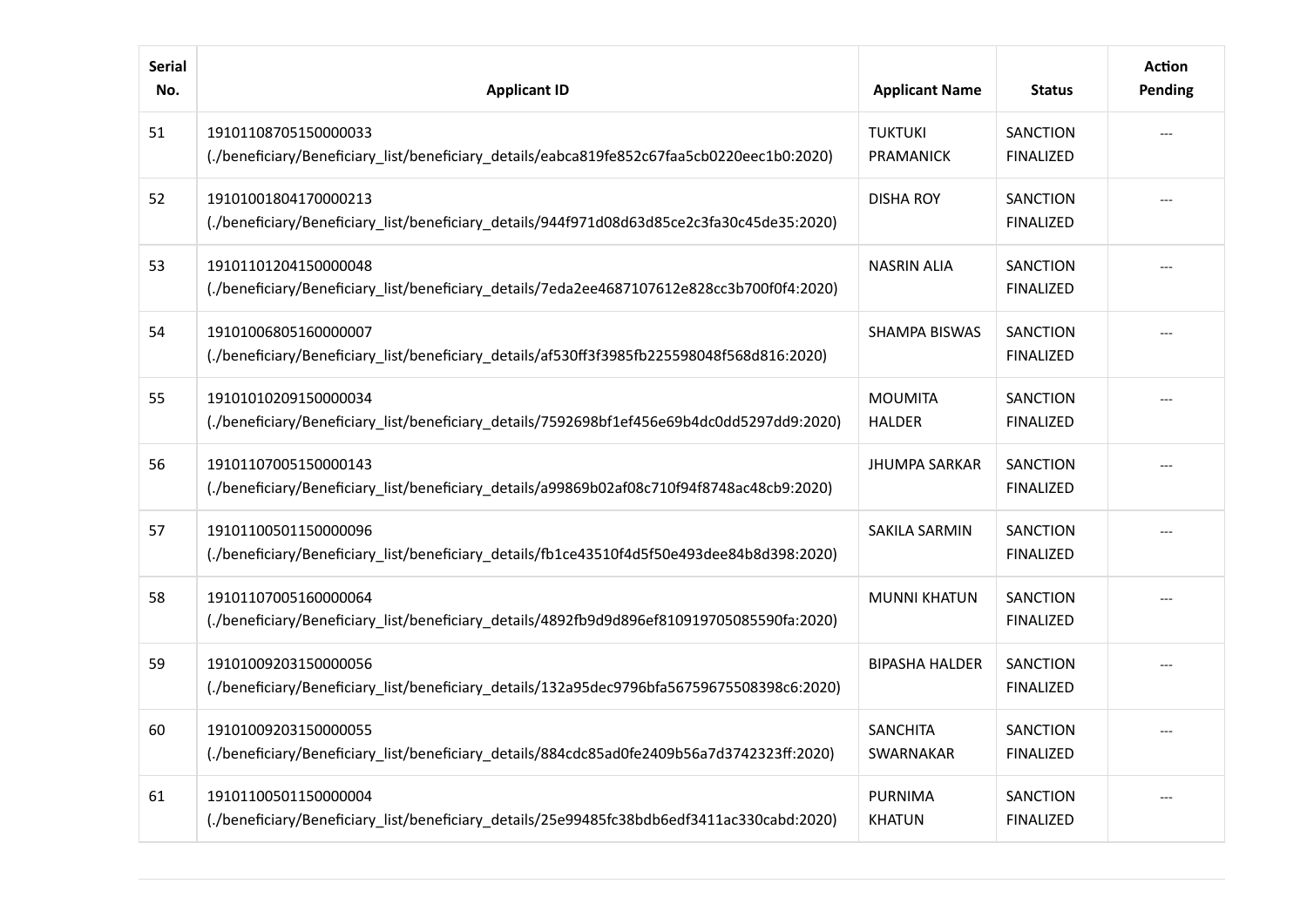| Serial No. | Applicant ID | Applicant Name | Status | Action Pending |
| --- | --- | --- | --- | --- |
| 51 | 191011087051500000033 (./beneficiary/Beneficiary_list/beneficiary_details/eabca819fe852c67faa5cb0220eec1b0:2020) | TUKTUKI PRAMANICK | SANCTION FINALIZED | --- |
| 52 | 191010018041700000213 (./beneficiary/Beneficiary_list/beneficiary_details/944f971d08d63d85ce2c3fa30c45de35:2020) | DISHA ROY | SANCTION FINALIZED | --- |
| 53 | 191011012041500000048 (./beneficiary/Beneficiary_list/beneficiary_details/7eda2ee4687107612e828cc3b700f0f4:2020) | NASRIN ALIA | SANCTION FINALIZED | --- |
| 54 | 191010068051600000007 (./beneficiary/Beneficiary_list/beneficiary_details/af530ff3f3985fb225598048f568d816:2020) | SHAMPA BISWAS | SANCTION FINALIZED | --- |
| 55 | 191010102091500000034 (./beneficiary/Beneficiary_list/beneficiary_details/7592698bf1ef456e69b4dc0dd5297dd9:2020) | MOUMITA HALDER | SANCTION FINALIZED | --- |
| 56 | 191011070051500000143 (./beneficiary/Beneficiary_list/beneficiary_details/a99869b02af08c710f94f8748ac48cb9:2020) | JHUMPA SARKAR | SANCTION FINALIZED | --- |
| 57 | 191011005011500000096 (./beneficiary/Beneficiary_list/beneficiary_details/fb1ce43510f4d5f50e493dee84b8d398:2020) | SAKILA SARMIN | SANCTION FINALIZED | --- |
| 58 | 191011070051600000064 (./beneficiary/Beneficiary_list/beneficiary_details/4892fb9d9d896ef810919705085590fa:2020) | MUNNI KHATUN | SANCTION FINALIZED | --- |
| 59 | 191010092031500000056 (./beneficiary/Beneficiary_list/beneficiary_details/132a95dec9796bfa56759675508398c6:2020) | BIPASHA HALDER | SANCTION FINALIZED | --- |
| 60 | 191010092031500000055 (./beneficiary/Beneficiary_list/beneficiary_details/884cdc85ad0fe2409b56a7d3742323ff:2020) | SANCHITA SWARNAKAR | SANCTION FINALIZED | --- |
| 61 | 191011005011500000004 (./beneficiary/Beneficiary_list/beneficiary_details/25e99485fc38bdb6edf3411ac330cabd:2020) | PURNIMA KHATUN | SANCTION FINALIZED | --- |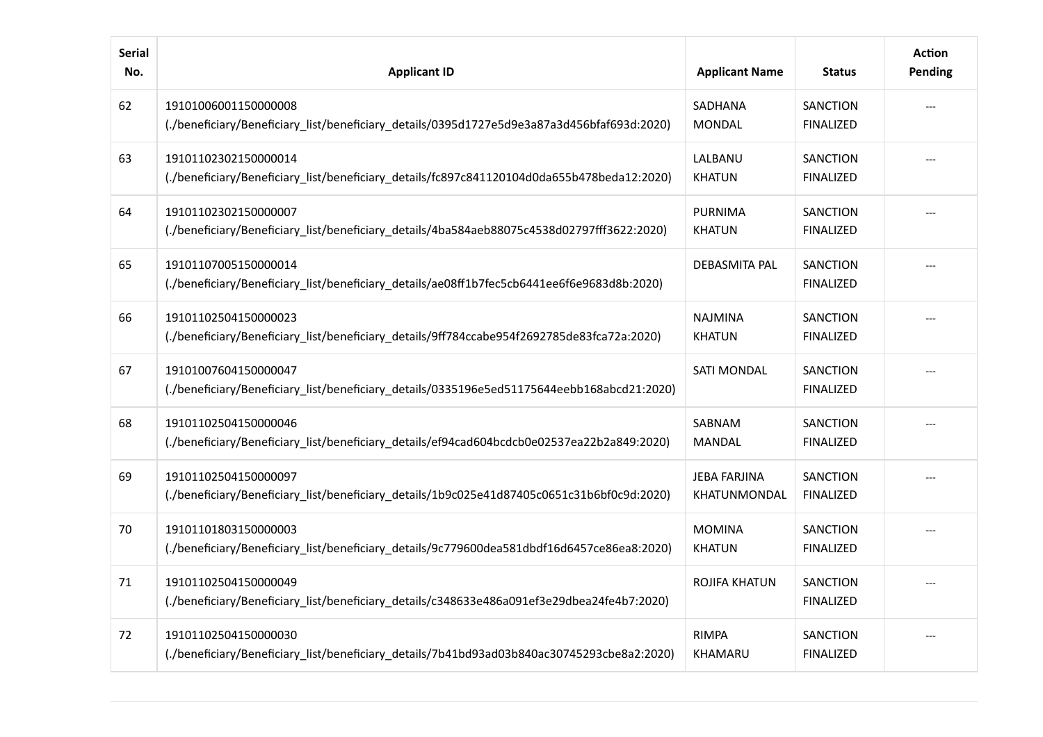| Serial No. | Applicant ID | Applicant Name | Status | Action Pending |
|---|---|---|---|---|
| 62 | 191010060011500000008 (./beneficiary/Beneficiary_list/beneficiary_details/0395d1727e5d9e3a87a3d456bfaf693d:2020) | SADHANA MONDAL | SANCTION FINALIZED | --- |
| 63 | 191011023021500000014 (./beneficiary/Beneficiary_list/beneficiary_details/fc897c841120104d0da655b478beda12:2020) | LALBANU KHATUN | SANCTION FINALIZED | --- |
| 64 | 191011023021500000007 (./beneficiary/Beneficiary_list/beneficiary_details/4ba584aeb88075c4538d02797fff3622:2020) | PURNIMA KHATUN | SANCTION FINALIZED | --- |
| 65 | 191011070051500000014 (./beneficiary/Beneficiary_list/beneficiary_details/ae08ff1b7fec5cb6441ee6f6e9683d8b:2020) | DEBASMITA PAL | SANCTION FINALIZED | --- |
| 66 | 191011025041500000023 (./beneficiary/Beneficiary_list/beneficiary_details/9ff784ccabe954f2692785de83fca72a:2020) | NAJMINA KHATUN | SANCTION FINALIZED | --- |
| 67 | 191010076041500000047 (./beneficiary/Beneficiary_list/beneficiary_details/0335196e5ed51175644eebb168abcd21:2020) | SATI MONDAL | SANCTION FINALIZED | --- |
| 68 | 191011025041500000046 (./beneficiary/Beneficiary_list/beneficiary_details/ef94cad604bcdcb0e02537ea22b2a849:2020) | SABNAM MANDAL | SANCTION FINALIZED | --- |
| 69 | 191011025041500000097 (./beneficiary/Beneficiary_list/beneficiary_details/1b9c025e41d87405c0651c31b6bf0c9d:2020) | JEBA FARJINA KHATUNMONDAL | SANCTION FINALIZED | --- |
| 70 | 191011018031500000003 (./beneficiary/Beneficiary_list/beneficiary_details/9c779600dea581dbdf16d6457ce86ea8:2020) | MOMINA KHATUN | SANCTION FINALIZED | --- |
| 71 | 191011025041500000049 (./beneficiary/Beneficiary_list/beneficiary_details/c348633e486a091ef3e29dbea24fe4b7:2020) | ROJIFA KHATUN | SANCTION FINALIZED | --- |
| 72 | 191011025041500000030 (./beneficiary/Beneficiary_list/beneficiary_details/7b41bd93ad03b840ac30745293cbe8a2:2020) | RIMPA KHAMARU | SANCTION FINALIZED | --- |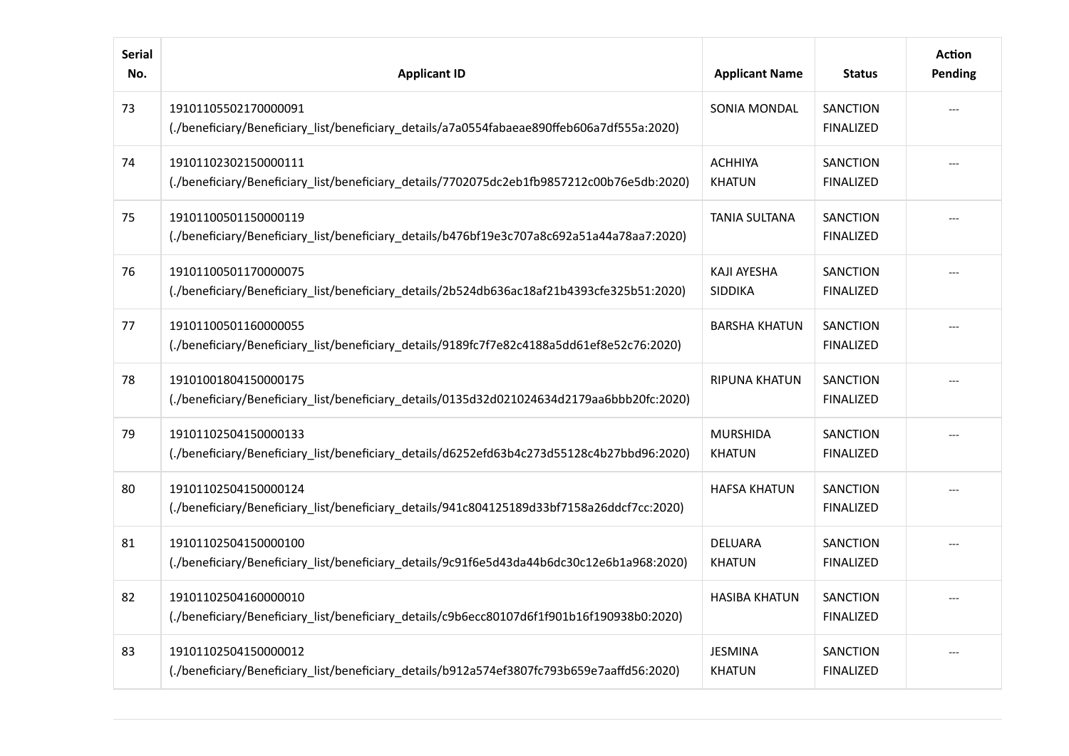| Serial No. | Applicant ID | Applicant Name | Status | Action Pending |
|---|---|---|---|---|
| 73 | 191011055021700000091 (./beneficiary/Beneficiary_list/beneficiary_details/a7a0554fabaeae890ffeb606a7df555a:2020) | SONIA MONDAL | SANCTION FINALIZED | --- |
| 74 | 191011023021500000111 (./beneficiary/Beneficiary_list/beneficiary_details/7702075dc2eb1fb9857212c00b76e5db:2020) | ACHHIYA KHATUN | SANCTION FINALIZED | --- |
| 75 | 191011005011500000119 (./beneficiary/Beneficiary_list/beneficiary_details/b476bf19e3c707a8c692a51a44a78aa7:2020) | TANIA SULTANA | SANCTION FINALIZED | --- |
| 76 | 191011005011700000075 (./beneficiary/Beneficiary_list/beneficiary_details/2b524db636ac18af21b4393cfe325b51:2020) | KAJI AYESHA SIDDIKA | SANCTION FINALIZED | --- |
| 77 | 191011005011600000055 (./beneficiary/Beneficiary_list/beneficiary_details/9189fc7f7e82c4188a5dd61ef8e52c76:2020) | BARSHA KHATUN | SANCTION FINALIZED | --- |
| 78 | 191010018041500000175 (./beneficiary/Beneficiary_list/beneficiary_details/0135d32d021024634d2179aa6bbb20fc:2020) | RIPUNA KHATUN | SANCTION FINALIZED | --- |
| 79 | 191011025041500000133 (./beneficiary/Beneficiary_list/beneficiary_details/d6252efd63b4c273d55128c4b27bbd96:2020) | MURSHIDA KHATUN | SANCTION FINALIZED | --- |
| 80 | 191011025041500000124 (./beneficiary/Beneficiary_list/beneficiary_details/941c804125189d33bf7158a26ddcf7cc:2020) | HAFSA KHATUN | SANCTION FINALIZED | --- |
| 81 | 191011025041500000100 (./beneficiary/Beneficiary_list/beneficiary_details/9c91f6e5d43da44b6dc30c12e6b1a968:2020) | DELUARA KHATUN | SANCTION FINALIZED | --- |
| 82 | 191011025041600000010 (./beneficiary/Beneficiary_list/beneficiary_details/c9b6ecc80107d6f1f901b16f190938b0:2020) | HASIBA KHATUN | SANCTION FINALIZED | --- |
| 83 | 191011025041500000012 (./beneficiary/Beneficiary_list/beneficiary_details/b912a574ef3807fc793b659e7aaffd56:2020) | JESMINA KHATUN | SANCTION FINALIZED | --- |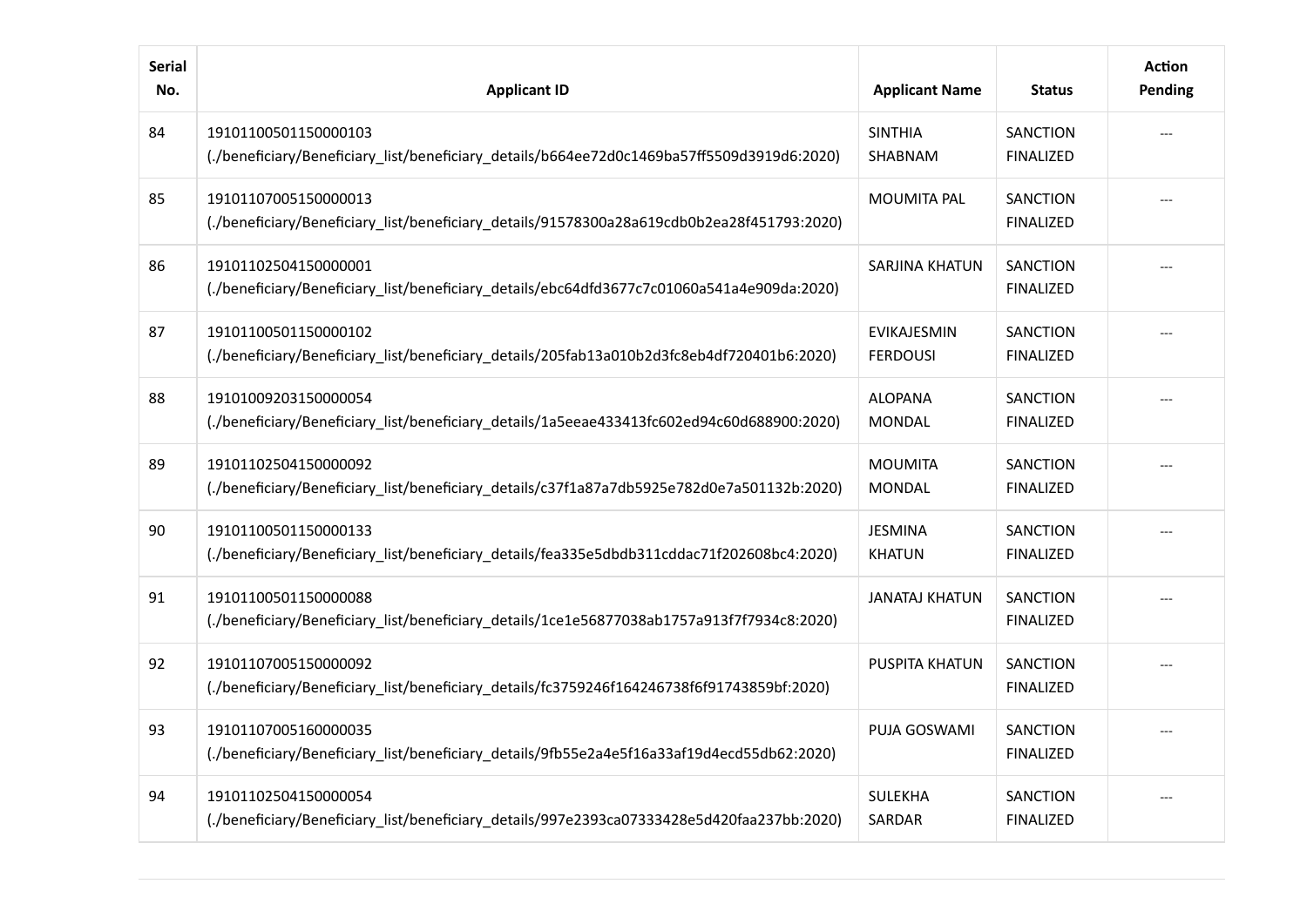| Serial No. | Applicant ID | Applicant Name | Status | Action Pending |
| --- | --- | --- | --- | --- |
| 84 | 191011005011500000103 (./beneficiary/Beneficiary_list/beneficiary_details/b664ee72d0c1469ba57ff5509d3919d6:2020) | SINTHIA SHABNAM | SANCTION FINALIZED | --- |
| 85 | 191011070051500000013 (./beneficiary/Beneficiary_list/beneficiary_details/91578300a28a619cdb0b2ea28f451793:2020) | MOUMITA PAL | SANCTION FINALIZED | --- |
| 86 | 191011025041500000001 (./beneficiary/Beneficiary_list/beneficiary_details/ebc64dfd3677c7c01060a541a4e909da:2020) | SARJINA KHATUN | SANCTION FINALIZED | --- |
| 87 | 191011005011500000102 (./beneficiary/Beneficiary_list/beneficiary_details/205fab13a010b2d3fc8eb4df720401b6:2020) | EVIKAJESMIN FERDOUSI | SANCTION FINALIZED | --- |
| 88 | 191010092031500000054 (./beneficiary/Beneficiary_list/beneficiary_details/1a5eeae433413fc602ed94c60d688900:2020) | ALOPANA MONDAL | SANCTION FINALIZED | --- |
| 89 | 191011025041500000092 (./beneficiary/Beneficiary_list/beneficiary_details/c37f1a87a7db5925e782d0e7a501132b:2020) | MOUMITA MONDAL | SANCTION FINALIZED | --- |
| 90 | 191011005011500000133 (./beneficiary/Beneficiary_list/beneficiary_details/fea335e5dbdb311cddac71f202608bc4:2020) | JESMINA KHATUN | SANCTION FINALIZED | --- |
| 91 | 191011005011500000088 (./beneficiary/Beneficiary_list/beneficiary_details/1ce1e56877038ab1757a913f7f7934c8:2020) | JANATAJ KHATUN | SANCTION FINALIZED | --- |
| 92 | 191011070051500000092 (./beneficiary/Beneficiary_list/beneficiary_details/fc3759246f164246738f6f91743859bf:2020) | PUSPITA KHATUN | SANCTION FINALIZED | --- |
| 93 | 191011070051600000035 (./beneficiary/Beneficiary_list/beneficiary_details/9fb55e2a4e5f16a33af19d4ecd55db62:2020) | PUJA GOSWAMI | SANCTION FINALIZED | --- |
| 94 | 191011025041500000054 (./beneficiary/Beneficiary_list/beneficiary_details/997e2393ca07333428e5d420faa237bb:2020) | SULEKHA SARDAR | SANCTION FINALIZED | --- |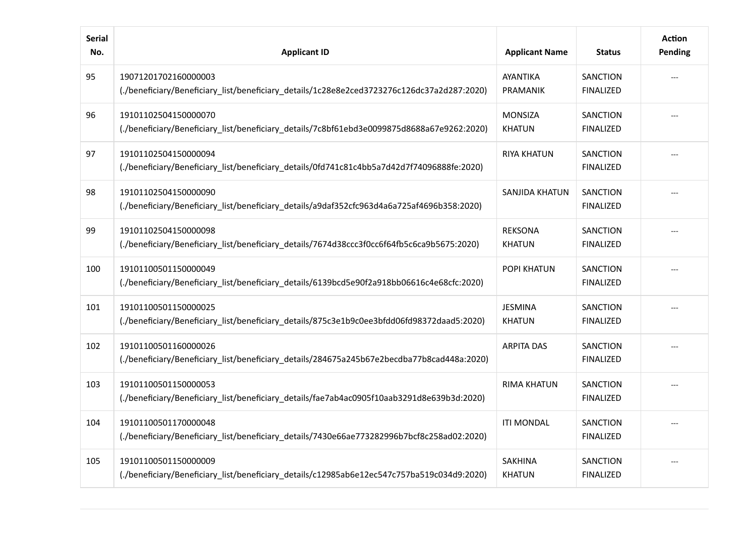| Serial No. | Applicant ID | Applicant Name | Status | Action Pending |
|---|---|---|---|---|
| 95 | 19071201702160000003 (./beneficiary/Beneficiary_list/beneficiary_details/1c28e8e2ced3723276c126dc37a2d287:2020) | AYANTIKA PRAMANIK | SANCTION FINALIZED | --- |
| 96 | 19101102504150000070 (./beneficiary/Beneficiary_list/beneficiary_details/7c8bf61ebd3e0099875d8688a67e9262:2020) | MONSIZA KHATUN | SANCTION FINALIZED | --- |
| 97 | 19101102504150000094 (./beneficiary/Beneficiary_list/beneficiary_details/0fd741c81c4bb5a7d42d7f74096888fe:2020) | RIYA KHATUN | SANCTION FINALIZED | --- |
| 98 | 19101102504150000090 (./beneficiary/Beneficiary_list/beneficiary_details/a9daf352cfc963d4a6a725af4696b358:2020) | SANJIDA KHATUN | SANCTION FINALIZED | --- |
| 99 | 19101102504150000098 (./beneficiary/Beneficiary_list/beneficiary_details/7674d38ccc3f0cc6f64fb5c6ca9b5675:2020) | REKSONA KHATUN | SANCTION FINALIZED | --- |
| 100 | 19101100501150000049 (./beneficiary/Beneficiary_list/beneficiary_details/6139bcd5e90f2a918bb06616c4e68cfc:2020) | POPI KHATUN | SANCTION FINALIZED | --- |
| 101 | 19101100501150000025 (./beneficiary/Beneficiary_list/beneficiary_details/875c3e1b9c0ee3bfdd06fd98372daad5:2020) | JESMINA KHATUN | SANCTION FINALIZED | --- |
| 102 | 19101100501160000026 (./beneficiary/Beneficiary_list/beneficiary_details/284675a245b67e2becdba77b8cad448a:2020) | ARPITA DAS | SANCTION FINALIZED | --- |
| 103 | 19101100501150000053 (./beneficiary/Beneficiary_list/beneficiary_details/fae7ab4ac0905f10aab3291d8e639b3d:2020) | RIMA KHATUN | SANCTION FINALIZED | --- |
| 104 | 19101100501170000048 (./beneficiary/Beneficiary_list/beneficiary_details/7430e66ae773282996b7bcf8c258ad02:2020) | ITI MONDAL | SANCTION FINALIZED | --- |
| 105 | 19101100501150000009 (./beneficiary/Beneficiary_list/beneficiary_details/c12985ab6e12ec547c757ba519c034d9:2020) | SAKHINA KHATUN | SANCTION FINALIZED | --- |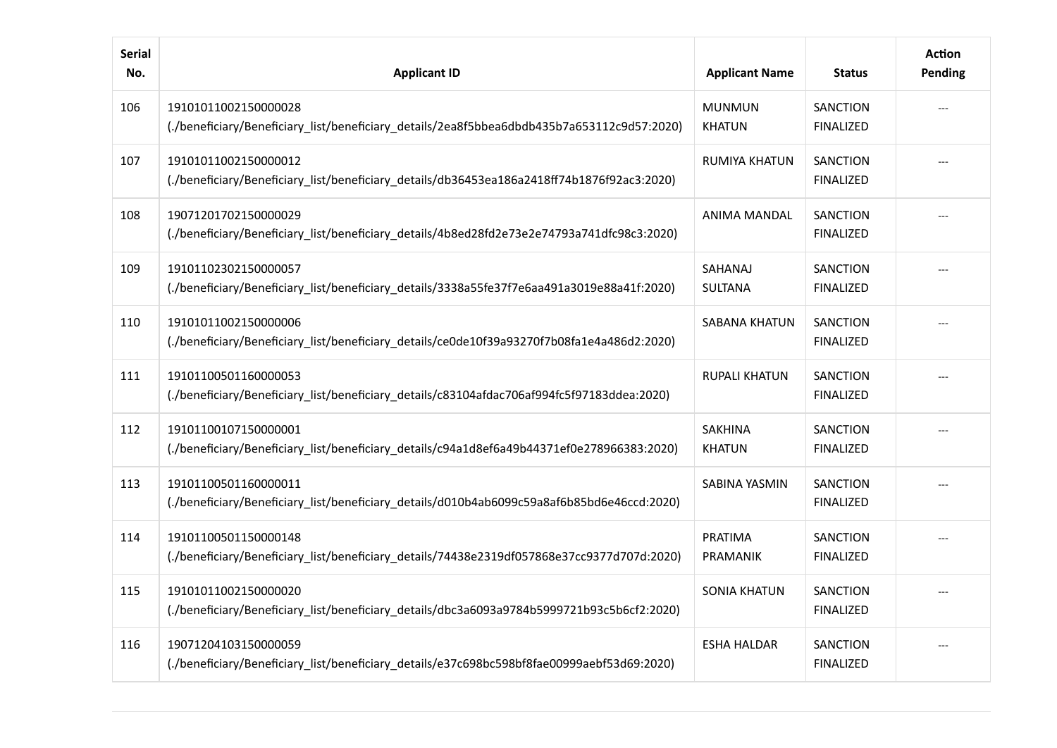| Serial No. | Applicant ID | Applicant Name | Status | Action Pending |
| --- | --- | --- | --- | --- |
| 106 | 19101011002150000028 (./beneficiary/Beneficiary_list/beneficiary_details/2ea8f5bbea6dbdb435b7a653112c9d57:2020) | MUNMUN KHATUN | SANCTION FINALIZED | --- |
| 107 | 19101011002150000012 (./beneficiary/Beneficiary_list/beneficiary_details/db36453ea186a2418ff74b1876f92ac3:2020) | RUMIYA KHATUN | SANCTION FINALIZED | --- |
| 108 | 19071201702150000029 (./beneficiary/Beneficiary_list/beneficiary_details/4b8ed28fd2e73e2e74793a741dfc98c3:2020) | ANIMA MANDAL | SANCTION FINALIZED | --- |
| 109 | 19101102302150000057 (./beneficiary/Beneficiary_list/beneficiary_details/3338a55fe37f7e6aa491a3019e88a41f:2020) | SAHANAJ SULTANA | SANCTION FINALIZED | --- |
| 110 | 19101011002150000006 (./beneficiary/Beneficiary_list/beneficiary_details/ce0de10f39a93270f7b08fa1e4a486d2:2020) | SABANA KHATUN | SANCTION FINALIZED | --- |
| 111 | 19101100501160000053 (./beneficiary/Beneficiary_list/beneficiary_details/c83104afdac706af994fc5f97183ddea:2020) | RUPALI KHATUN | SANCTION FINALIZED | --- |
| 112 | 19101100107150000001 (./beneficiary/Beneficiary_list/beneficiary_details/c94a1d8ef6a49b44371ef0e278966383:2020) | SAKHINA KHATUN | SANCTION FINALIZED | --- |
| 113 | 19101100501160000011 (./beneficiary/Beneficiary_list/beneficiary_details/d010b4ab6099c59a8af6b85bd6e46ccd:2020) | SABINA YASMIN | SANCTION FINALIZED | --- |
| 114 | 19101100501150000148 (./beneficiary/Beneficiary_list/beneficiary_details/74438e2319df057868e37cc9377d707d:2020) | PRATIMA PRAMANIK | SANCTION FINALIZED | --- |
| 115 | 19101011002150000020 (./beneficiary/Beneficiary_list/beneficiary_details/dbc3a6093a9784b5999721b93c5b6cf2:2020) | SONIA KHATUN | SANCTION FINALIZED | --- |
| 116 | 19071204103150000059 (./beneficiary/Beneficiary_list/beneficiary_details/e37c698bc598bf8fae00999aebf53d69:2020) | ESHA HALDAR | SANCTION FINALIZED | --- |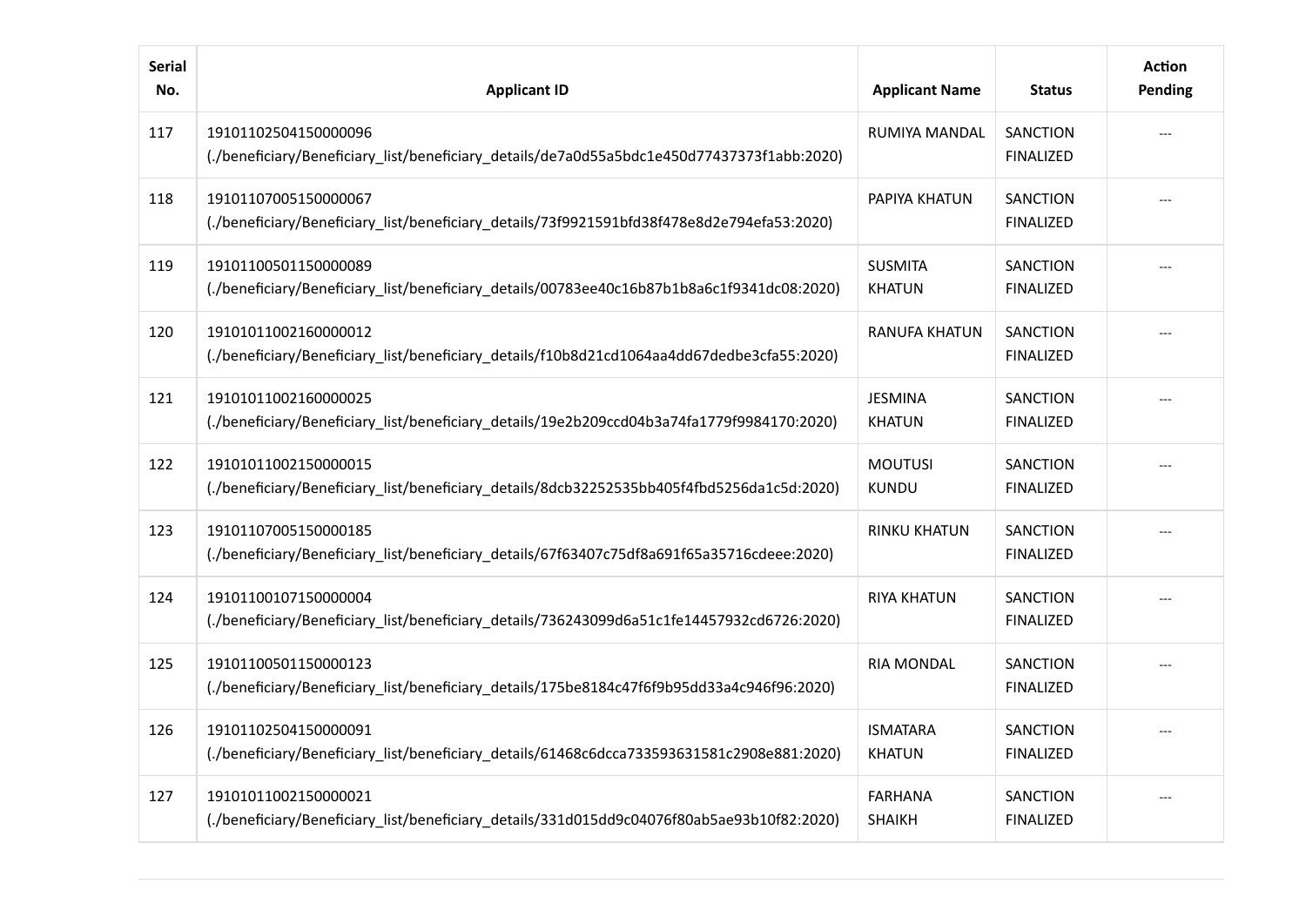| Serial No. | Applicant ID | Applicant Name | Status | Action Pending |
| --- | --- | --- | --- | --- |
| 117 | 191011025041500000096 (./beneficiary/Beneficiary_list/beneficiary_details/de7a0d55a5bdc1e450d77437373f1abb:2020) | RUMIYA MANDAL | SANCTION FINALIZED | --- |
| 118 | 191011070051500000067 (./beneficiary/Beneficiary_list/beneficiary_details/73f9921591bfd38f478e8d2e794efa53:2020) | PAPIYA KHATUN | SANCTION FINALIZED | --- |
| 119 | 191011005011500000089 (./beneficiary/Beneficiary_list/beneficiary_details/00783ee40c16b87b1b8a6c1f9341dc08:2020) | SUSMITA KHATUN | SANCTION FINALIZED | --- |
| 120 | 191010110021600000012 (./beneficiary/Beneficiary_list/beneficiary_details/f10b8d21cd1064aa4dd67dedbe3cfa55:2020) | RANUFA KHATUN | SANCTION FINALIZED | --- |
| 121 | 191010110021600000025 (./beneficiary/Beneficiary_list/beneficiary_details/19e2b209ccd04b3a74fa1779f9984170:2020) | JESMINA KHATUN | SANCTION FINALIZED | --- |
| 122 | 191010110021500000015 (./beneficiary/Beneficiary_list/beneficiary_details/8dcb32252535bb405f4fbd5256da1c5d:2020) | MOUTUSI KUNDU | SANCTION FINALIZED | --- |
| 123 | 191011070051500000185 (./beneficiary/Beneficiary_list/beneficiary_details/67f63407c75df8a691f65a35716cdeee:2020) | RINKU KHATUN | SANCTION FINALIZED | --- |
| 124 | 191011001071500000004 (./beneficiary/Beneficiary_list/beneficiary_details/736243099d6a51c1fe14457932cd6726:2020) | RIYA KHATUN | SANCTION FINALIZED | --- |
| 125 | 191011005011500000123 (./beneficiary/Beneficiary_list/beneficiary_details/175be8184c47f6f9b95dd33a4c946f96:2020) | RIA MONDAL | SANCTION FINALIZED | --- |
| 126 | 191011025041500000091 (./beneficiary/Beneficiary_list/beneficiary_details/61468c6dcca733593631581c2908e881:2020) | ISMATARA KHATUN | SANCTION FINALIZED | --- |
| 127 | 191010110021500000021 (./beneficiary/Beneficiary_list/beneficiary_details/331d015dd9c04076f80ab5ae93b10f82:2020) | FARHANA SHAIKH | SANCTION FINALIZED | --- |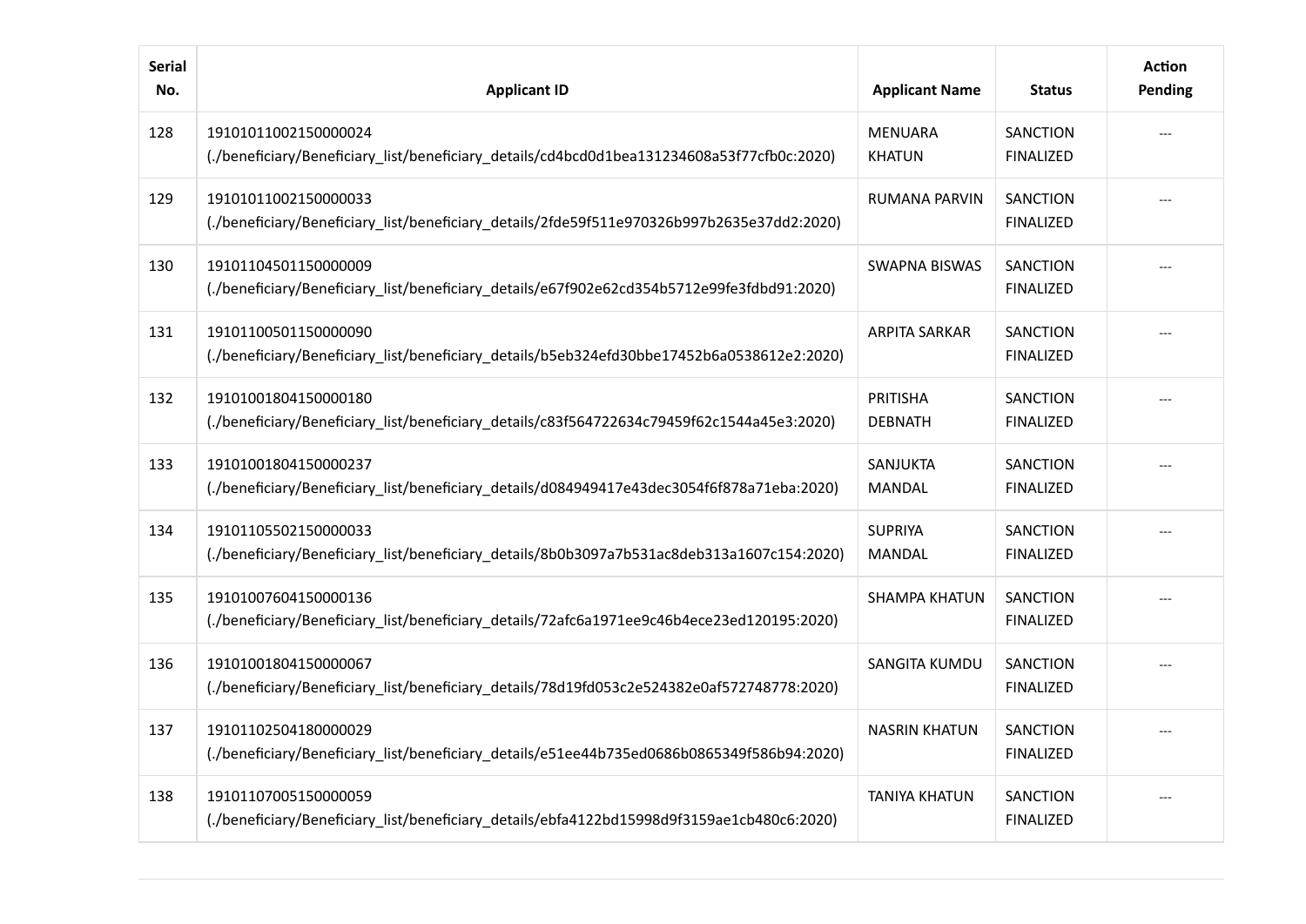| Serial No. | Applicant ID | Applicant Name | Status | Action Pending |
|---|---|---|---|---|
| 128 | 191010110021500000024 (./beneficiary/Beneficiary_list/beneficiary_details/cd4bcd0d1bea131234608a53f77cfb0c:2020) | MENUARA KHATUN | SANCTION FINALIZED | --- |
| 129 | 191010110021500000033 (./beneficiary/Beneficiary_list/beneficiary_details/2fde59f511e970326b997b2635e37dd2:2020) | RUMANA PARVIN | SANCTION FINALIZED | --- |
| 130 | 191011045011500000009 (./beneficiary/Beneficiary_list/beneficiary_details/e67f902e62cd354b5712e99fe3fdbd91:2020) | SWAPNA BISWAS | SANCTION FINALIZED | --- |
| 131 | 191011005011500000090 (./beneficiary/Beneficiary_list/beneficiary_details/b5eb324efd30bbe17452b6a0538612e2:2020) | ARPITA SARKAR | SANCTION FINALIZED | --- |
| 132 | 191010018041500000180 (./beneficiary/Beneficiary_list/beneficiary_details/c83f564722634c79459f62c1544a45e3:2020) | PRITISHA DEBNATH | SANCTION FINALIZED | --- |
| 133 | 191010018041500000237 (./beneficiary/Beneficiary_list/beneficiary_details/d084949417e43dec3054f6f878a71eba:2020) | SANJUKTA MANDAL | SANCTION FINALIZED | --- |
| 134 | 191011055021500000033 (./beneficiary/Beneficiary_list/beneficiary_details/8b0b3097a7b531ac8deb313a1607c154:2020) | SUPRIYA MANDAL | SANCTION FINALIZED | --- |
| 135 | 191010076041500000136 (./beneficiary/Beneficiary_list/beneficiary_details/72afc6a1971ee9c46b4ece23ed120195:2020) | SHAMPA KHATUN | SANCTION FINALIZED | --- |
| 136 | 191010018041500000067 (./beneficiary/Beneficiary_list/beneficiary_details/78d19fd053c2e524382e0af572748778:2020) | SANGITA KUMDU | SANCTION FINALIZED | --- |
| 137 | 191011025041800000029 (./beneficiary/Beneficiary_list/beneficiary_details/e51ee44b735ed0686b0865349f586b94:2020) | NASRIN KHATUN | SANCTION FINALIZED | --- |
| 138 | 191011070051500000059 (./beneficiary/Beneficiary_list/beneficiary_details/ebfa4122bd15998d9f3159ae1cb480c6:2020) | TANIYA KHATUN | SANCTION FINALIZED | --- |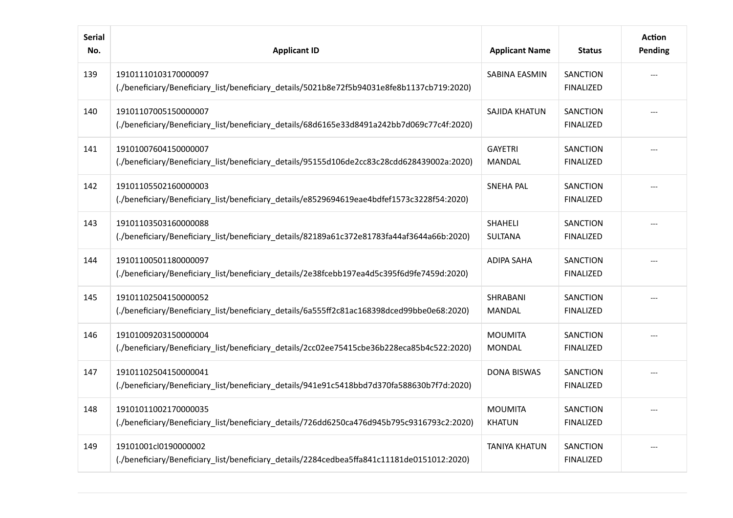| Serial No. | Applicant ID | Applicant Name | Status | Action Pending |
|---|---|---|---|---|
| 139 | 191011101031700000097 (./beneficiary/Beneficiary_list/beneficiary_details/5021b8e72f5b94031e8fe8b1137cb719:2020) | SABINA EASMIN | SANCTION FINALIZED | --- |
| 140 | 191011070051500000007 (./beneficiary/Beneficiary_list/beneficiary_details/68d6165e33d8491a242bb7d069c77c4f:2020) | SAJIDA KHATUN | SANCTION FINALIZED | --- |
| 141 | 191010076041500000007 (./beneficiary/Beneficiary_list/beneficiary_details/95155d106de2cc83c28cdd628439002a:2020) | GAYETRI MANDAL | SANCTION FINALIZED | --- |
| 142 | 191011055021600000003 (./beneficiary/Beneficiary_list/beneficiary_details/e8529694619eae4bdfef1573c3228f54:2020) | SNEHA PAL | SANCTION FINALIZED | --- |
| 143 | 191011035031600000088 (./beneficiary/Beneficiary_list/beneficiary_details/82189a61c372e81783fa44af3644a66b:2020) | SHAHELI SULTANA | SANCTION FINALIZED | --- |
| 144 | 191011005011800000097 (./beneficiary/Beneficiary_list/beneficiary_details/2e38fcebb197ea4d5c395f6d9fe7459d:2020) | ADIPA SAHA | SANCTION FINALIZED | --- |
| 145 | 191011025041500000052 (./beneficiary/Beneficiary_list/beneficiary_details/6a555ff2c81ac168398dced99bbe0e68:2020) | SHRABANI MANDAL | SANCTION FINALIZED | --- |
| 146 | 191010092031500000004 (./beneficiary/Beneficiary_list/beneficiary_details/2cc02ee75415cbe36b228eca85b4c522:2020) | MOUMITA MONDAL | SANCTION FINALIZED | --- |
| 147 | 191011025041500000041 (./beneficiary/Beneficiary_list/beneficiary_details/941e91c5418bbd7d370fa588630b7f7d:2020) | DONA BISWAS | SANCTION FINALIZED | --- |
| 148 | 191010110021700000035 (./beneficiary/Beneficiary_list/beneficiary_details/726dd6250ca476d945b795c9316793c2:2020) | MOUMITA KHATUN | SANCTION FINALIZED | --- |
| 149 | 19101001cl0190000002 (./beneficiary/Beneficiary_list/beneficiary_details/2284cedbea5ffa841c11181de0151012:2020) | TANIYA KHATUN | SANCTION FINALIZED | --- |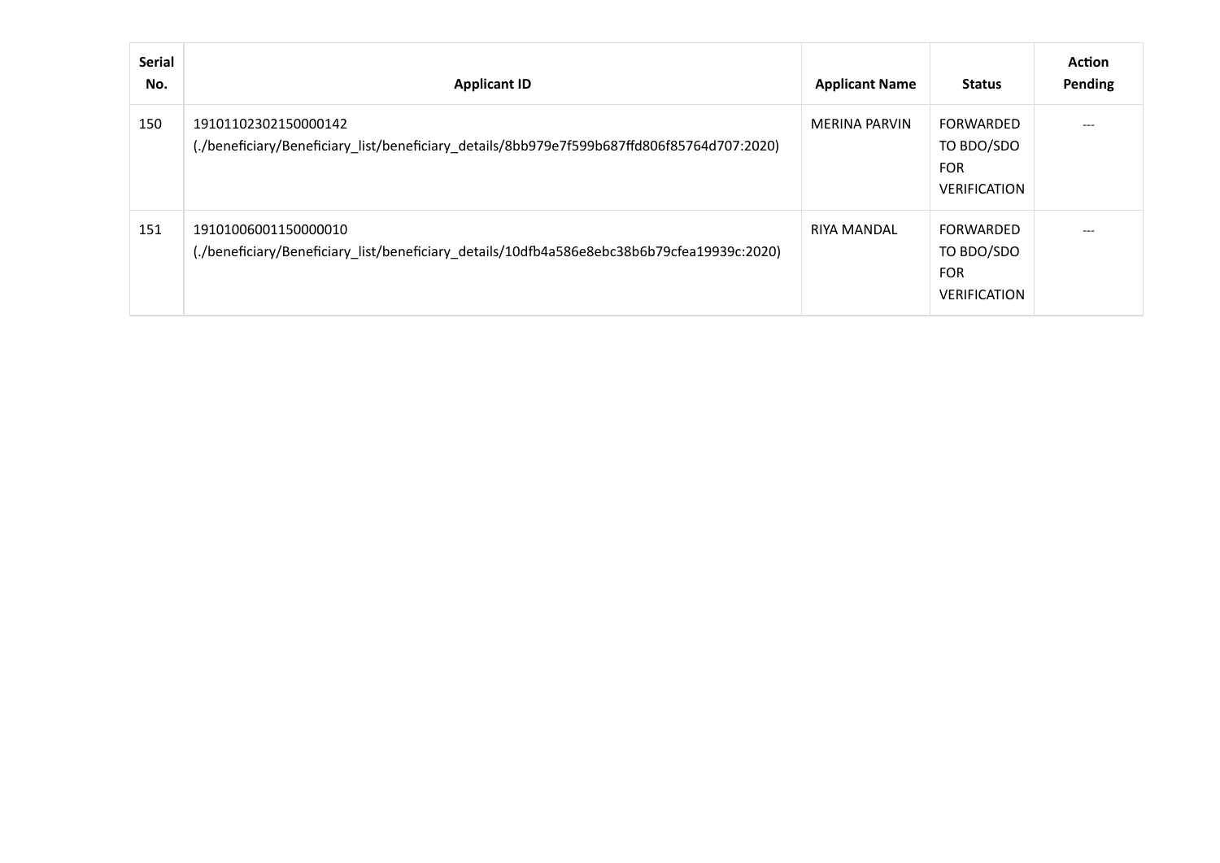| Serial No. | Applicant ID | Applicant Name | Status | Action Pending |
|---|---|---|---|---|
| 150 | 19101102302150000142 (./beneficiary/Beneficiary_list/beneficiary_details/8bb979e7f599b687ffd806f85764d707:2020) | MERINA PARVIN | FORWARDED TO BDO/SDO FOR VERIFICATION | --- |
| 151 | 19101006001150000010 (./beneficiary/Beneficiary_list/beneficiary_details/10dfb4a586e8ebc38b6b79cfea19939c:2020) | RIYA MANDAL | FORWARDED TO BDO/SDO FOR VERIFICATION | --- |